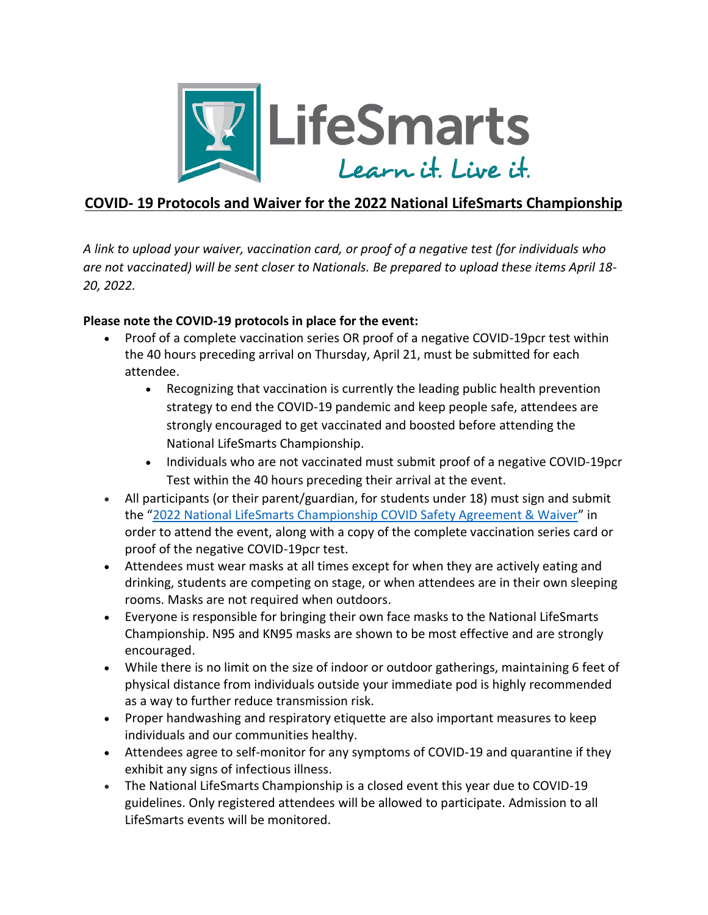LifeSmarts

Learn it. Live it.

# COVID- 19 Protocols and Waiver for the 2022 National LifeSmarts Championship

*A link to upload your waiver, vaccination card, or proof of a negative test (for individuals who are not vaccinated) will be sent closer to Nationals. Be prepared to upload these items April 18-20, 2022.*

**Please note the COVID-19 protocols in place for the event:**

- Proof of a complete vaccination series OR proof of a negative COVID-19pcr test within the 40 hours preceding arrival on Thursday, April 21, must be submitted for each attendee.
  - Recognizing that vaccination is currently the leading public health prevention strategy to end the COVID-19 pandemic and keep people safe, attendees are strongly encouraged to get vaccinated and boosted before attending the National LifeSmarts Championship.
  - Individuals who are not vaccinated must submit proof of a negative COVID-19pcr Test within the 40 hours preceding their arrival at the event.
- All participants (or their parent/guardian, for students under 18) must sign and submit the "2022 National LifeSmarts Championship COVID Safety Agreement & Waiver" in order to attend the event, along with a copy of the complete vaccination series card or proof of the negative COVID-19pcr test.
- Attendees must wear masks at all times except for when they are actively eating and drinking, students are competing on stage, or when attendees are in their own sleeping rooms. Masks are not required when outdoors.
- Everyone is responsible for bringing their own face masks to the National LifeSmarts Championship. N95 and KN95 masks are shown to be most effective and are strongly encouraged.
- While there is no limit on the size of indoor or outdoor gatherings, maintaining 6 feet of physical distance from individuals outside your immediate pod is highly recommended as a way to further reduce transmission risk.
- Proper handwashing and respiratory etiquette are also important measures to keep individuals and our communities healthy.
- Attendees agree to self-monitor for any symptoms of COVID-19 and quarantine if they exhibit any signs of infectious illness.
- The National LifeSmarts Championship is a closed event this year due to COVID-19 guidelines. Only registered attendees will be allowed to participate. Admission to all LifeSmarts events will be monitored.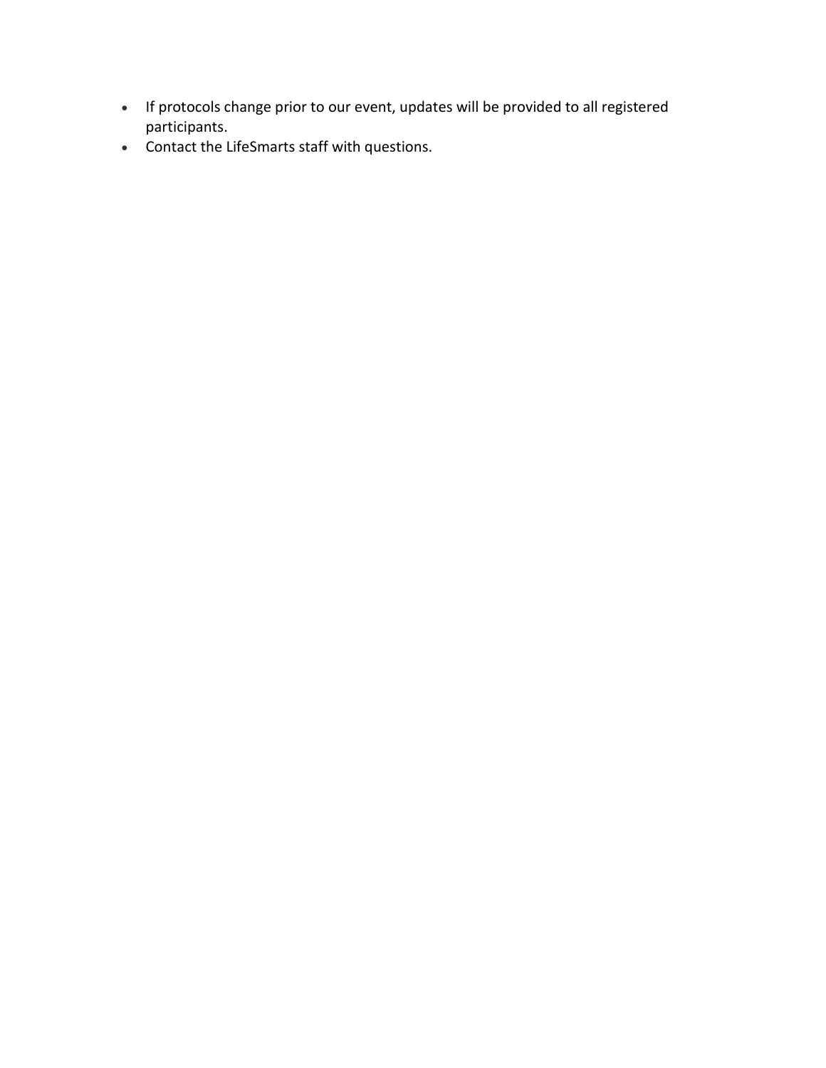- If protocols change prior to our event, updates will be provided to all registered participants.
- Contact the LifeSmarts staff with questions.